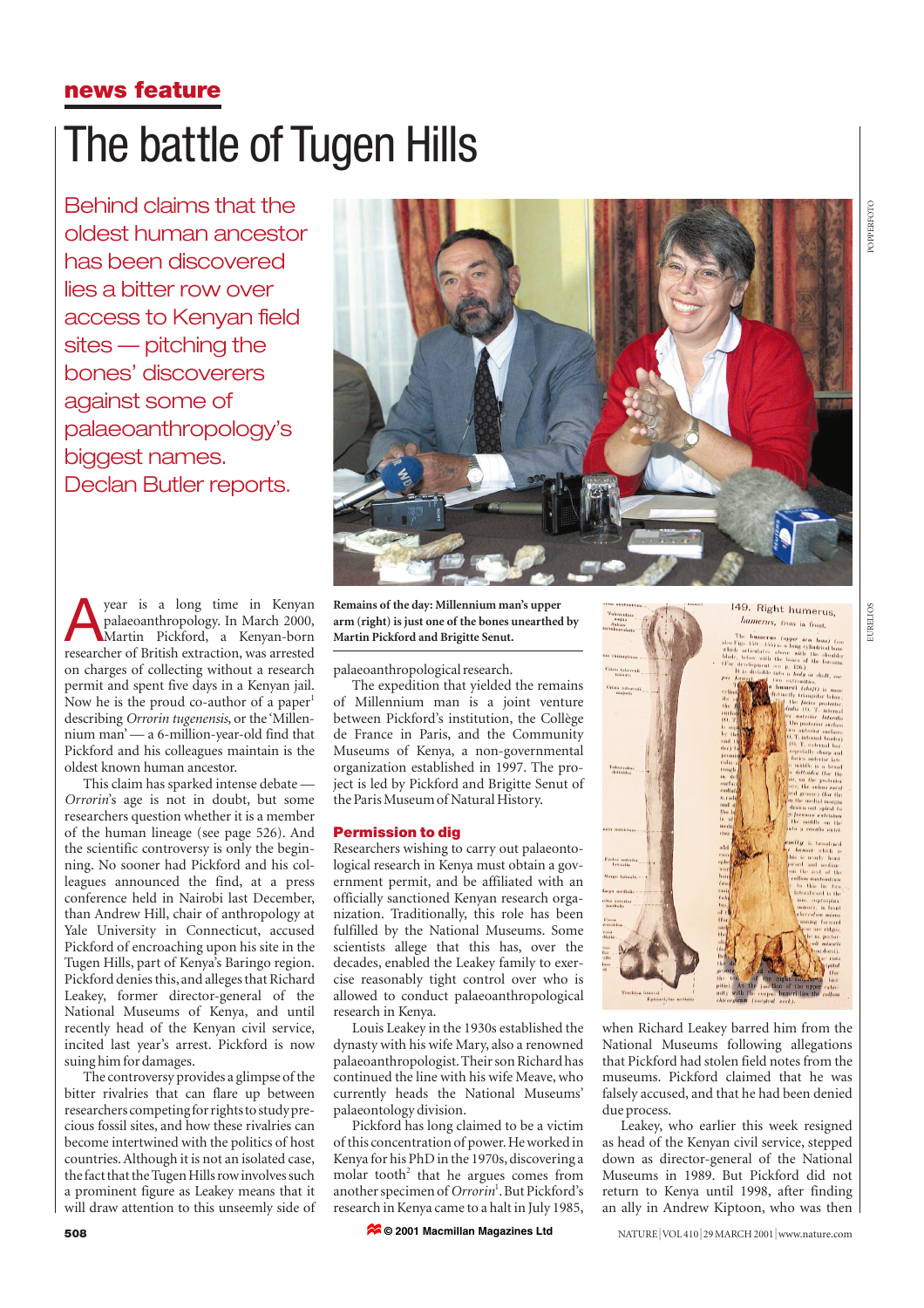news feature

# The battle of Tugen Hills

Behind claims that the oldest human ancestor has been discovered lies a bitter row over access to Kenyan field sites — pitching the bones' discoverers against some of palaeoanthropology's biggest names. Declan Butler reports.

Remains of the day: Millennium man's upper arm (right) is just one of the bones unearthed by Martin Pickford and Brigitte Senut.

A year is a long time in Kenyan palaeoanthropology. In March 2000, Martin Pickford, a Kenyan-born researcher of British extraction, was arrested on charges of collecting without a research permit and spent five days in a Kenyan jail. Now he is the proud co-author of a paper[1] describing *Orrorin tugenensis*, or the 'Millennium man' — a 6-million-year-old find that Pickford and his colleagues maintain is the oldest known human ancestor.

This claim has sparked intense debate — *Orrorin*'s age is not in doubt, but some researchers question whether it is a member of the human lineage (see page 526). And the scientific controversy is only the beginning. No sooner had Pickford and his colleagues announced the find, at a press conference held in Nairobi last December, than Andrew Hill, chair of anthropology at Yale University in Connecticut, accused Pickford of encroaching upon his site in the Tugen Hills, part of Kenya's Baringo region. Pickford denies this, and alleges that Richard Leakey, former director-general of the National Museums of Kenya, and until recently head of the Kenyan civil service, incited last year's arrest. Pickford is now suing him for damages.

The controversy provides a glimpse of the bitter rivalries that can flare up between researchers competing for rights to study precious fossil sites, and how these rivalries can become intertwined with the politics of host countries. Although it is not an isolated case, the fact that the Tugen Hills row involves such a prominent figure as Leakey means that it will draw attention to this unseemly side of palaeoanthropological research.

The expedition that yielded the remains of Millennium man is a joint venture between Pickford's institution, the Collège de France in Paris, and the Community Museums of Kenya, a non-governmental organization established in 1997. The project is led by Pickford and Brigitte Senut of the Paris Museum of Natural History.

## Permission to dig

Researchers wishing to carry out palaeontological research in Kenya must obtain a government permit, and be affiliated with an officially sanctioned Kenyan research organization. Traditionally, this role has been fulfilled by the National Museums. Some scientists allege that this has, over the decades, enabled the Leakey family to exercise reasonably tight control over who is allowed to conduct palaeoanthropological research in Kenya.

Louis Leakey in the 1930s established the dynasty with his wife Mary, also a renowned palaeoanthropologist. Their son Richard has continued the line with his wife Meave, who currently heads the National Museums' palaeontology division.

Pickford has long claimed to be a victim of this concentration of power. He worked in Kenya for his PhD in the 1970s, discovering a molar tooth[2] that he argues comes from another specimen of *Orrorin*[1]. But Pickford's research in Kenya came to a halt in July 1985, when Richard Leakey barred him from the National Museums following allegations that Pickford had stolen field notes from the museums. Pickford claimed that he was falsely accused, and that he had been denied due process.

Leakey, who earlier this week resigned as head of the Kenyan civil service, stepped down as director-general of the National Museums in 1989. But Pickford did not return to Kenya until 1998, after finding an ally in Andrew Kiptoon, who was then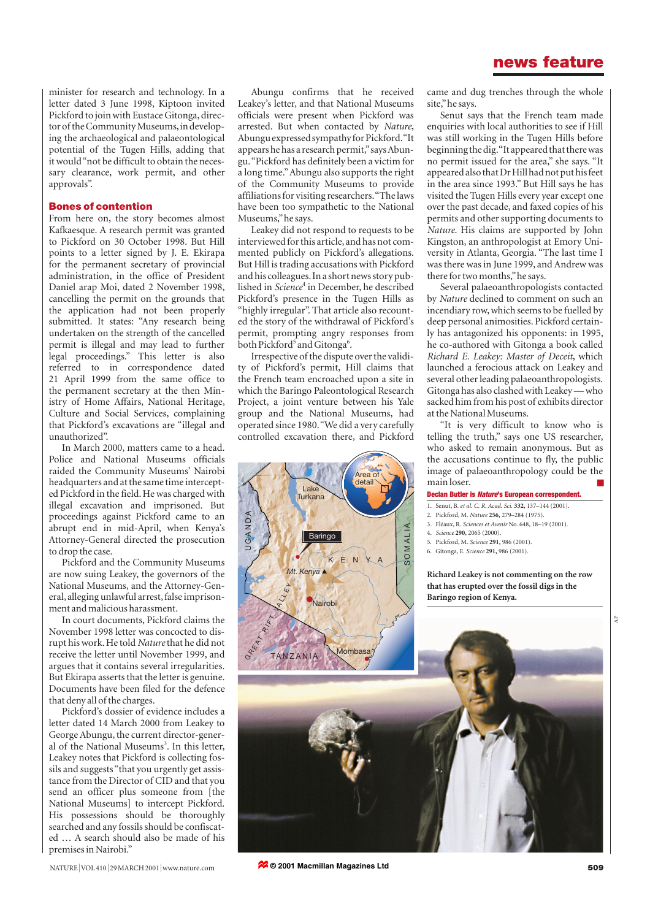minister for research and technology. In a letter dated 3 June 1998, Kiptoon invited Pickford to join with Eustace Gitonga, director of the Community Museums, in developing the archaeological and palaeontological potential of the Tugen Hills, adding that it would "not be difficult to obtain the necessary clearance, work permit, and other approvals".

## Bones of contention

From here on, the story becomes almost Kafkaesque. A research permit was granted to Pickford on 30 October 1998. But Hill points to a letter signed by J. E. Ekirapa for the permanent secretary of provincial administration, in the office of President Daniel arap Moi, dated 2 November 1998, cancelling the permit on the grounds that the application had not been properly submitted. It states: "Any research being undertaken on the strength of the cancelled permit is illegal and may lead to further legal proceedings." This letter is also referred to in correspondence dated 21 April 1999 from the same office to the permanent secretary at the then Ministry of Home Affairs, National Heritage, Culture and Social Services, complaining that Pickford's excavations are "illegal and unauthorized".

In March 2000, matters came to a head. Police and National Museums officials raided the Community Museums' Nairobi headquarters and at the same time intercepted Pickford in the field. He was charged with illegal excavation and imprisoned. But proceedings against Pickford came to an abrupt end in mid-April, when Kenya's Attorney-General directed the prosecution to drop the case.

Pickford and the Community Museums are now suing Leakey, the governors of the National Museums, and the Attorney-General, alleging unlawful arrest, false imprisonment and malicious harassment.

In court documents, Pickford claims the November 1998 letter was concocted to disrupt his work. He told *Nature* that he did not receive the letter until November 1999, and argues that it contains several irregularities. But Ekirapa asserts that the letter is genuine. Documents have been filed for the defence that deny all of the charges.

Pickford's dossier of evidence includes a letter dated 14 March 2000 from Leakey to George Abungu, the current director-general of the National Museums[3]. In this letter, Leakey notes that Pickford is collecting fossils and suggests "that you urgently get assistance from the Director of CID and that you send an officer plus someone from [the National Museums] to intercept Pickford. His possessions should be thoroughly searched and any fossils should be confiscated … A search should also be made of his premises in Nairobi."

Abungu confirms that he received Leakey's letter, and that National Museums officials were present when Pickford was arrested. But when contacted by *Nature*, Abungu expressed sympathy for Pickford. "It appears he has a research permit," says Abungu. "Pickford has definitely been a victim for a long time." Abungu also supports the right of the Community Museums to provide affiliations for visiting researchers. "The laws have been too sympathetic to the National Museums," he says.

Leakey did not respond to requests to be interviewed for this article, and has not commented publicly on Pickford's allegations. But Hill is trading accusations with Pickford and his colleagues. In a short news story published in *Science*[4] in December, he described Pickford's presence in the Tugen Hills as "highly irregular". That article also recounted the story of the withdrawal of Pickford's permit, prompting angry responses from both Pickford[5] and Gitonga[6].

Irrespective of the dispute over the validity of Pickford's permit, Hill claims that the French team encroached upon a site in which the Baringo Paleontological Research Project, a joint venture between his Yale group and the National Museums, had operated since 1980. "We did a very carefully controlled excavation there, and Pickford came and dug trenches through the whole site," he says.

Senut says that the French team made enquiries with local authorities to see if Hill was still working in the Tugen Hills before beginning the dig. "It appeared that there was no permit issued for the area," she says. "It appeared also that Dr Hill had not put his feet in the area since 1993." But Hill says he has visited the Tugen Hills every year except one over the past decade, and faxed copies of his permits and other supporting documents to *Nature*. His claims are supported by John Kingston, an anthropologist at Emory University in Atlanta, Georgia. "The last time I was there was in June 1999, and Andrew was there for two months," he says.

Several palaeoanthropologists contacted by *Nature* declined to comment on such an incendiary row, which seems to be fuelled by deep personal animosities. Pickford certainly has antagonized his opponents: in 1995, he co-authored with Gitonga a book called *Richard E. Leakey: Master of Deceit*, which launched a ferocious attack on Leakey and several other leading palaeoanthropologists. Gitonga has also clashed with Leakey — who sacked him from his post of exhibits director at the National Museums.

"It is very difficult to know who is telling the truth," says one US researcher, who asked to remain anonymous. But as the accusations continue to fly, the public image of palaeoanthropology could be the main loser. ■

**Declan Butler is *Nature*'s European correspondent.**

1. Senut, B. *et al.* *C. R. Acad. Sci.* **332**, 137–144 (2001).
2. Pickford, M. *Nature* **256**, 279–284 (1975).
3. Fléaux, R. *Sciences et Avenir* No. 648, 18–19 (2001).
4. *Science* **290**, 2065 (2000).
5. Pickford, M. *Science* **291**, 986 (2001).
6. Gitonga, E. *Science* **291**, 986 (2001).

Area of detail

Lake Turkana

UGANDA

Baringo

KENYA

SOMALIA

Mt. Kenya

GREAT RIFT VALLEY

Nairobi

TANZANIA

Mombasa

**Richard Leakey is not commenting on the row that has erupted over the fossil digs in the Baringo region of Kenya.**

AP